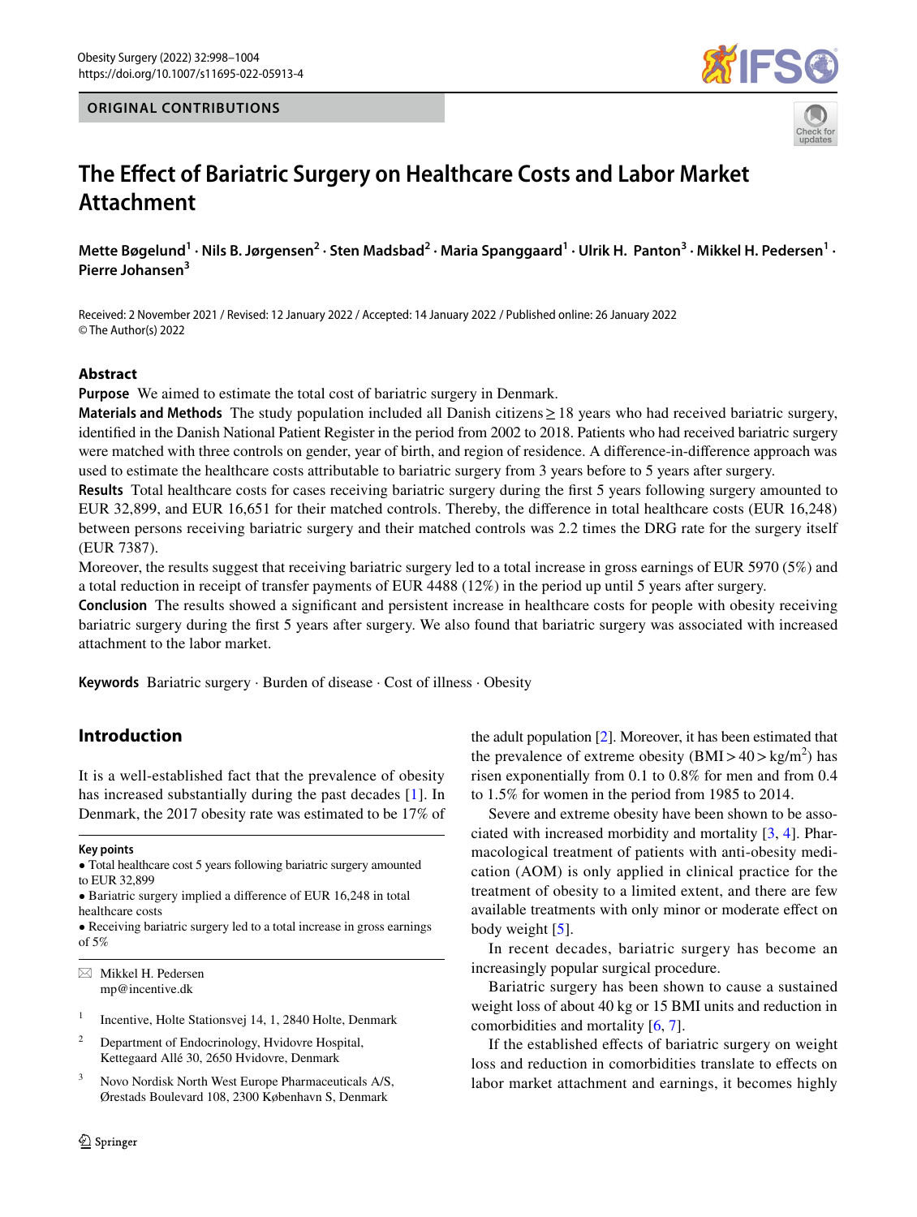ORIGINAL CONTRIBUTIONS

# The Effect of Bariatric Surgery on Healthcare Costs and Labor Market Attachment

**Mette Bøgelund[1] · Nils B. Jørgensen[2] · Sten Madsbad[2] · Maria Spanggaard[1] · Ulrik H. Panton[3] · Mikkel H. Pedersen[1] · Pierre Johansen[3]**

Received: 2 November 2021 / Revised: 12 January 2022 / Accepted: 14 January 2022 / Published online: 26 January 2022
© The Author(s) 2022

## Abstract

**Purpose** We aimed to estimate the total cost of bariatric surgery in Denmark.

**Materials and Methods** The study population included all Danish citizens ≥ 18 years who had received bariatric surgery, identified in the Danish National Patient Register in the period from 2002 to 2018. Patients who had received bariatric surgery were matched with three controls on gender, year of birth, and region of residence. A difference-in-difference approach was used to estimate the healthcare costs attributable to bariatric surgery from 3 years before to 5 years after surgery.

**Results** Total healthcare costs for cases receiving bariatric surgery during the first 5 years following surgery amounted to EUR 32,899, and EUR 16,651 for their matched controls. Thereby, the difference in total healthcare costs (EUR 16,248) between persons receiving bariatric surgery and their matched controls was 2.2 times the DRG rate for the surgery itself (EUR 7387).

Moreover, the results suggest that receiving bariatric surgery led to a total increase in gross earnings of EUR 5970 (5%) and a total reduction in receipt of transfer payments of EUR 4488 (12%) in the period up until 5 years after surgery.

**Conclusion** The results showed a significant and persistent increase in healthcare costs for people with obesity receiving bariatric surgery during the first 5 years after surgery. We also found that bariatric surgery was associated with increased attachment to the labor market.

**Keywords** Bariatric surgery · Burden of disease · Cost of illness · Obesity

## Introduction

It is a well-established fact that the prevalence of obesity has increased substantially during the past decades [1]. In Denmark, the 2017 obesity rate was estimated to be 17% of the adult population [2]. Moreover, it has been estimated that the prevalence of extreme obesity (BMI > 40 > kg/m$^2$) has risen exponentially from 0.1 to 0.8% for men and from 0.4 to 1.5% for women in the period from 1985 to 2014.

Severe and extreme obesity have been shown to be associated with increased morbidity and mortality [3, 4]. Pharmacological treatment of patients with anti-obesity medication (AOM) is only applied in clinical practice for the treatment of obesity to a limited extent, and there are few available treatments with only minor or moderate effect on body weight [5].

In recent decades, bariatric surgery has become an increasingly popular surgical procedure.

Bariatric surgery has been shown to cause a sustained weight loss of about 40 kg or 15 BMI units and reduction in comorbidities and mortality [6, 7].

If the established effects of bariatric surgery on weight loss and reduction in comorbidities translate to effects on labor market attachment and earnings, it becomes highly

**Key points**

- Total healthcare cost 5 years following bariatric surgery amounted to EUR 32,899
- Bariatric surgery implied a difference of EUR 16,248 in total healthcare costs
- Receiving bariatric surgery led to a total increase in gross earnings of 5%

✉ Mikkel H. Pedersen
mp@incentive.dk

[1] Incentive, Holte Stationsvej 14, 1, 2840 Holte, Denmark

[2] Department of Endocrinology, Hvidovre Hospital, Kettegaard Allé 30, 2650 Hvidovre, Denmark

[3] Novo Nordisk North West Europe Pharmaceuticals A/S, Ørestads Boulevard 108, 2300 København S, Denmark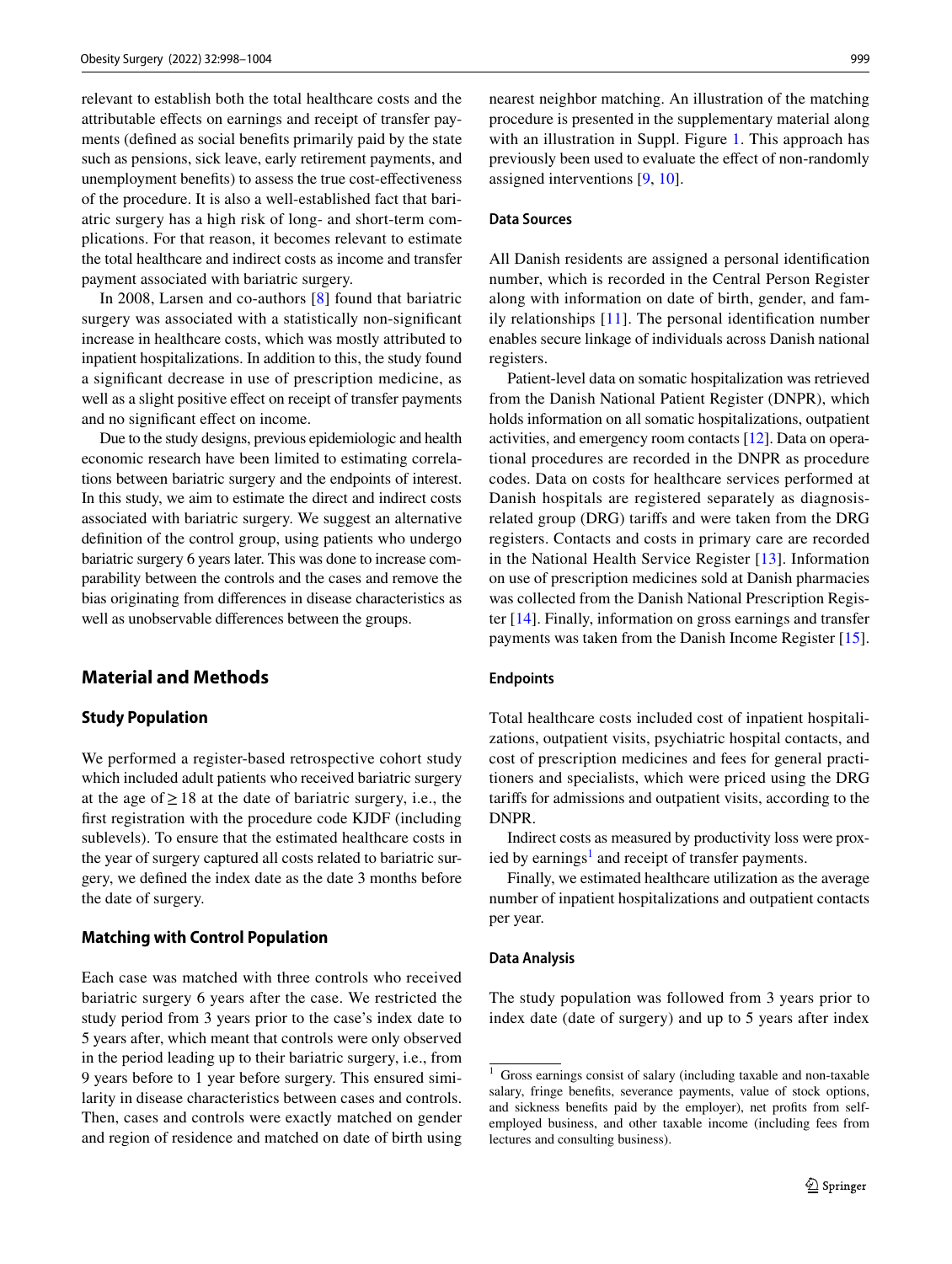relevant to establish both the total healthcare costs and the attributable effects on earnings and receipt of transfer payments (defined as social benefits primarily paid by the state such as pensions, sick leave, early retirement payments, and unemployment benefits) to assess the true cost-effectiveness of the procedure. It is also a well-established fact that bariatric surgery has a high risk of long- and short-term complications. For that reason, it becomes relevant to estimate the total healthcare and indirect costs as income and transfer payment associated with bariatric surgery.

In 2008, Larsen and co-authors [8] found that bariatric surgery was associated with a statistically non-significant increase in healthcare costs, which was mostly attributed to inpatient hospitalizations. In addition to this, the study found a significant decrease in use of prescription medicine, as well as a slight positive effect on receipt of transfer payments and no significant effect on income.

Due to the study designs, previous epidemiologic and health economic research have been limited to estimating correlations between bariatric surgery and the endpoints of interest. In this study, we aim to estimate the direct and indirect costs associated with bariatric surgery. We suggest an alternative definition of the control group, using patients who undergo bariatric surgery 6 years later. This was done to increase comparability between the controls and the cases and remove the bias originating from differences in disease characteristics as well as unobservable differences between the groups.

## Material and Methods

### Study Population

We performed a register-based retrospective cohort study which included adult patients who received bariatric surgery at the age of $\geq 18$ at the date of bariatric surgery, i.e., the first registration with the procedure code KJDF (including sublevels). To ensure that the estimated healthcare costs in the year of surgery captured all costs related to bariatric surgery, we defined the index date as the date 3 months before the date of surgery.

### Matching with Control Population

Each case was matched with three controls who received bariatric surgery 6 years after the case. We restricted the study period from 3 years prior to the case's index date to 5 years after, which meant that controls were only observed in the period leading up to their bariatric surgery, i.e., from 9 years before to 1 year before surgery. This ensured similarity in disease characteristics between cases and controls. Then, cases and controls were exactly matched on gender and region of residence and matched on date of birth using nearest neighbor matching. An illustration of the matching procedure is presented in the supplementary material along with an illustration in Suppl. Figure 1. This approach has previously been used to evaluate the effect of non-randomly assigned interventions [9, 10].

#### Data Sources

All Danish residents are assigned a personal identification number, which is recorded in the Central Person Register along with information on date of birth, gender, and family relationships [11]. The personal identification number enables secure linkage of individuals across Danish national registers.

Patient-level data on somatic hospitalization was retrieved from the Danish National Patient Register (DNPR), which holds information on all somatic hospitalizations, outpatient activities, and emergency room contacts [12]. Data on operational procedures are recorded in the DNPR as procedure codes. Data on costs for healthcare services performed at Danish hospitals are registered separately as diagnosis-related group (DRG) tariffs and were taken from the DRG registers. Contacts and costs in primary care are recorded in the National Health Service Register [13]. Information on use of prescription medicines sold at Danish pharmacies was collected from the Danish National Prescription Register [14]. Finally, information on gross earnings and transfer payments was taken from the Danish Income Register [15].

#### Endpoints

Total healthcare costs included cost of inpatient hospitalizations, outpatient visits, psychiatric hospital contacts, and cost of prescription medicines and fees for general practitioners and specialists, which were priced using the DRG tariffs for admissions and outpatient visits, according to the DNPR.

Indirect costs as measured by productivity loss were proxied by earnings[1] and receipt of transfer payments.

Finally, we estimated healthcare utilization as the average number of inpatient hospitalizations and outpatient contacts per year.

#### Data Analysis

The study population was followed from 3 years prior to index date (date of surgery) and up to 5 years after index

[1] Gross earnings consist of salary (including taxable and non-taxable salary, fringe benefits, severance payments, value of stock options, and sickness benefits paid by the employer), net profits from self-employed business, and other taxable income (including fees from lectures and consulting business).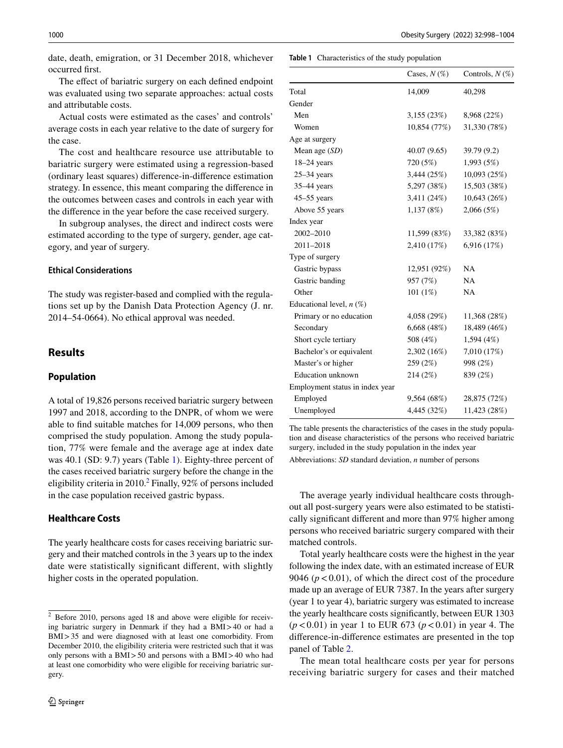date, death, emigration, or 31 December 2018, whichever occurred first.

The effect of bariatric surgery on each defined endpoint was evaluated using two separate approaches: actual costs and attributable costs.

Actual costs were estimated as the cases' and controls' average costs in each year relative to the date of surgery for the case.

The cost and healthcare resource use attributable to bariatric surgery were estimated using a regression-based (ordinary least squares) difference-in-difference estimation strategy. In essence, this meant comparing the difference in the outcomes between cases and controls in each year with the difference in the year before the case received surgery.

In subgroup analyses, the direct and indirect costs were estimated according to the type of surgery, gender, age category, and year of surgery.

### Ethical Considerations

The study was register-based and complied with the regulations set up by the Danish Data Protection Agency (J. nr. 2014–54-0664). No ethical approval was needed.

## Results

### Population

A total of 19,826 persons received bariatric surgery between 1997 and 2018, according to the DNPR, of whom we were able to find suitable matches for 14,009 persons, who then comprised the study population. Among the study population, 77% were female and the average age at index date was 40.1 (SD: 9.7) years (Table 1). Eighty-three percent of the cases received bariatric surgery before the change in the eligibility criteria in 2010.[2] Finally, 92% of persons included in the case population received gastric bypass.

### Healthcare Costs

The yearly healthcare costs for cases receiving bariatric surgery and their matched controls in the 3 years up to the index date were statistically significant different, with slightly higher costs in the operated population.

[2] Before 2010, persons aged 18 and above were eligible for receiving bariatric surgery in Denmark if they had a BMI > 40 or had a BMI > 35 and were diagnosed with at least one comorbidity. From December 2010, the eligibility criteria were restricted such that it was only persons with a BMI > 50 and persons with a BMI > 40 who had at least one comorbidity who were eligible for receiving bariatric surgery.

**Table 1** Characteristics of the study population

| | Cases, *N* (%) | Controls, *N* (%) |
|---|---|---|
| Total | 14,009 | 40,298 |
| Gender | | |
| Men | 3,155 (23%) | 8,968 (22%) |
| Women | 10,854 (77%) | 31,330 (78%) |
| Age at surgery | | |
| Mean age (*SD*) | 40.07 (9.65) | 39.79 (9.2) |
| 18–24 years | 720 (5%) | 1,993 (5%) |
| 25–34 years | 3,444 (25%) | 10,093 (25%) |
| 35–44 years | 5,297 (38%) | 15,503 (38%) |
| 45–55 years | 3,411 (24%) | 10,643 (26%) |
| Above 55 years | 1,137 (8%) | 2,066 (5%) |
| Index year | | |
| 2002–2010 | 11,599 (83%) | 33,382 (83%) |
| 2011–2018 | 2,410 (17%) | 6,916 (17%) |
| Type of surgery | | |
| Gastric bypass | 12,951 (92%) | NA |
| Gastric banding | 957 (7%) | NA |
| Other | 101 (1%) | NA |
| Educational level, *n* (%) | | |
| Primary or no education | 4,058 (29%) | 11,368 (28%) |
| Secondary | 6,668 (48%) | 18,489 (46%) |
| Short cycle tertiary | 508 (4%) | 1,594 (4%) |
| Bachelor's or equivalent | 2,302 (16%) | 7,010 (17%) |
| Master's or higher | 259 (2%) | 998 (2%) |
| Education unknown | 214 (2%) | 839 (2%) |
| Employment status in index year | | |
| Employed | 9,564 (68%) | 28,875 (72%) |
| Unemployed | 4,445 (32%) | 11,423 (28%) |

The table presents the characteristics of the cases in the study population and disease characteristics of the persons who received bariatric surgery, included in the study population in the index year

Abbreviations: *SD* standard deviation, *n* number of persons

The average yearly individual healthcare costs throughout all post-surgery years were also estimated to be statistically significant different and more than 97% higher among persons who received bariatric surgery compared with their matched controls.

Total yearly healthcare costs were the highest in the year following the index date, with an estimated increase of EUR 9046 ($p < 0.01$), of which the direct cost of the procedure made up an average of EUR 7387. In the years after surgery (year 1 to year 4), bariatric surgery was estimated to increase the yearly healthcare costs significantly, between EUR 1303 ($p < 0.01$) in year 1 to EUR 673 ($p < 0.01$) in year 4. The difference-in-difference estimates are presented in the top panel of Table 2.

The mean total healthcare costs per year for persons receiving bariatric surgery for cases and their matched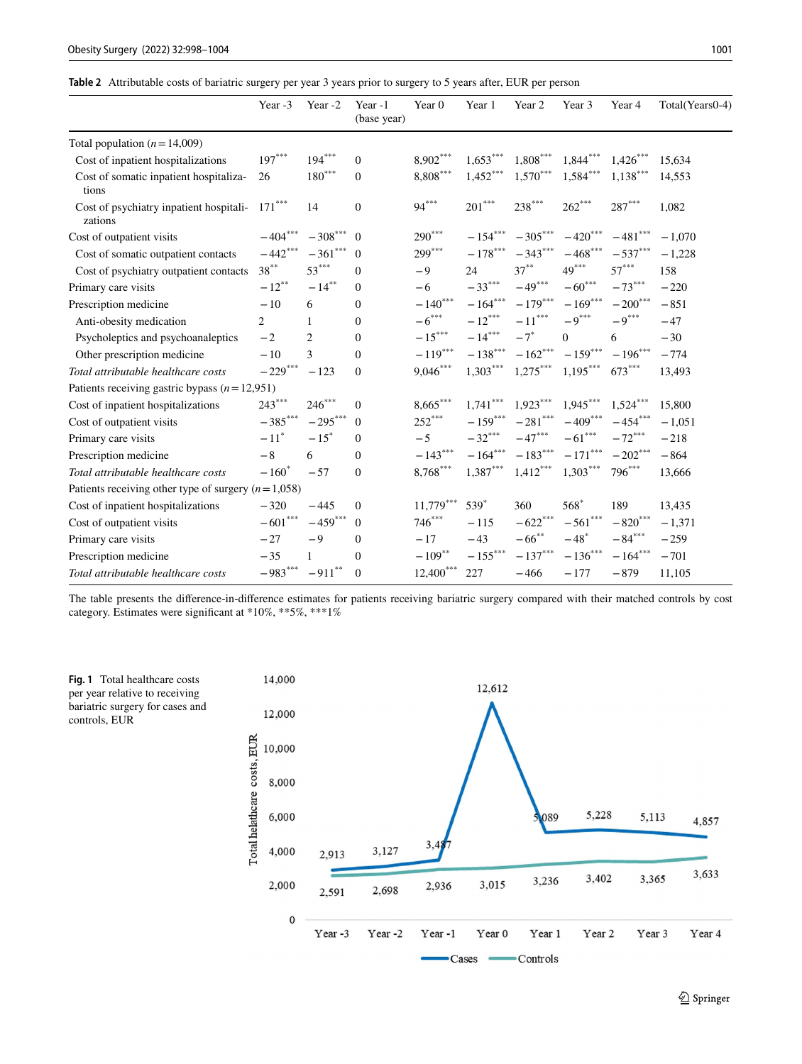**Table 2** Attributable costs of bariatric surgery per year 3 years prior to surgery to 5 years after, EUR per person

| | Year -3 | Year -2 | Year -1 (base year) | Year 0 | Year 1 | Year 2 | Year 3 | Year 4 | Total(Years0-4) |
|---|---|---|---|---|---|---|---|---|---|
| Total population ($n = 14{,}009$) | | | | | | | | | |
| Cost of inpatient hospitalizations | 197$^{***}$ | 194$^{***}$ | 0 | 8,902$^{***}$ | 1,653$^{***}$ | 1,808$^{***}$ | 1,844$^{***}$ | 1,426$^{***}$ | 15,634 |
| Cost of somatic inpatient hospitalizations | 26 | 180$^{***}$ | 0 | 8,808$^{***}$ | 1,452$^{***}$ | 1,570$^{***}$ | 1,584$^{***}$ | 1,138$^{***}$ | 14,553 |
| Cost of psychiatry inpatient hospitalizations | 171$^{***}$ | 14 | 0 | 94$^{***}$ | 201$^{***}$ | 238$^{***}$ | 262$^{***}$ | 287$^{***}$ | 1,082 |
| Cost of outpatient visits | −404$^{***}$ | −308$^{***}$ | 0 | 290$^{***}$ | −154$^{***}$ | −305$^{***}$ | −420$^{***}$ | −481$^{***}$ | −1,070 |
| Cost of somatic outpatient contacts | −442$^{***}$ | −361$^{***}$ | 0 | 299$^{***}$ | −178$^{***}$ | −343$^{***}$ | −468$^{***}$ | −537$^{***}$ | −1,228 |
| Cost of psychiatry outpatient contacts | 38$^{**}$ | 53$^{***}$ | 0 | −9 | 24 | 37$^{**}$ | 49$^{***}$ | 57$^{***}$ | 158 |
| Primary care visits | −12$^{**}$ | −14$^{**}$ | 0 | −6 | −33$^{***}$ | −49$^{***}$ | −60$^{***}$ | −73$^{***}$ | −220 |
| Prescription medicine | −10 | 6 | 0 | −140$^{***}$ | −164$^{***}$ | −179$^{***}$ | −169$^{***}$ | −200$^{***}$ | −851 |
| Anti-obesity medication | 2 | 1 | 0 | −6$^{***}$ | −12$^{***}$ | −11$^{***}$ | −9$^{***}$ | −9$^{***}$ | −47 |
| Psycholeptics and psychoanaleptics | −2 | 2 | 0 | −15$^{***}$ | −14$^{***}$ | −7$^{*}$ | 0 | 6 | −30 |
| Other prescription medicine | −10 | 3 | 0 | −119$^{***}$ | −138$^{***}$ | −162$^{***}$ | −159$^{***}$ | −196$^{***}$ | −774 |
| *Total attributable healthcare costs* | −229$^{***}$ | −123 | 0 | 9,046$^{***}$ | 1,303$^{***}$ | 1,275$^{***}$ | 1,195$^{***}$ | 673$^{***}$ | 13,493 |
| Patients receiving gastric bypass ($n = 12{,}951$) | | | | | | | | | |
| Cost of inpatient hospitalizations | 243$^{***}$ | 246$^{***}$ | 0 | 8,665$^{***}$ | 1,741$^{***}$ | 1,923$^{***}$ | 1,945$^{***}$ | 1,524$^{***}$ | 15,800 |
| Cost of outpatient visits | −385$^{***}$ | −295$^{***}$ | 0 | 252$^{***}$ | −159$^{***}$ | −281$^{***}$ | −409$^{***}$ | −454$^{***}$ | −1,051 |
| Primary care visits | −11$^{*}$ | −15$^{*}$ | 0 | −5 | −32$^{***}$ | −47$^{***}$ | −61$^{***}$ | −72$^{***}$ | −218 |
| Prescription medicine | −8 | 6 | 0 | −143$^{***}$ | −164$^{***}$ | −183$^{***}$ | −171$^{***}$ | −202$^{***}$ | −864 |
| *Total attributable healthcare costs* | −160$^{*}$ | −57 | 0 | 8,768$^{***}$ | 1,387$^{***}$ | 1,412$^{***}$ | 1,303$^{***}$ | 796$^{***}$ | 13,666 |
| Patients receiving other type of surgery ($n = 1{,}058$) | | | | | | | | | |
| Cost of inpatient hospitalizations | −320 | −445 | 0 | 11,779$^{***}$ | 539$^{*}$ | 360 | 568$^{*}$ | 189 | 13,435 |
| Cost of outpatient visits | −601$^{***}$ | −459$^{***}$ | 0 | 746$^{***}$ | −115 | −622$^{***}$ | −561$^{***}$ | −820$^{***}$ | −1,371 |
| Primary care visits | −27 | −9 | 0 | −17 | −43 | −66$^{**}$ | −48$^{*}$ | −84$^{***}$ | −259 |
| Prescription medicine | −35 | 1 | 0 | −109$^{**}$ | −155$^{***}$ | −137$^{***}$ | −136$^{***}$ | −164$^{***}$ | −701 |
| *Total attributable healthcare costs* | −983$^{***}$ | −911$^{**}$ | 0 | 12,400$^{***}$ | 227 | −466 | −177 | −879 | 11,105 |

The table presents the difference-in-difference estimates for patients receiving bariatric surgery compared with their matched controls by cost category. Estimates were significant at *10%, **5%, ***1%

**Fig. 1** Total healthcare costs per year relative to receiving bariatric surgery for cases and controls, EUR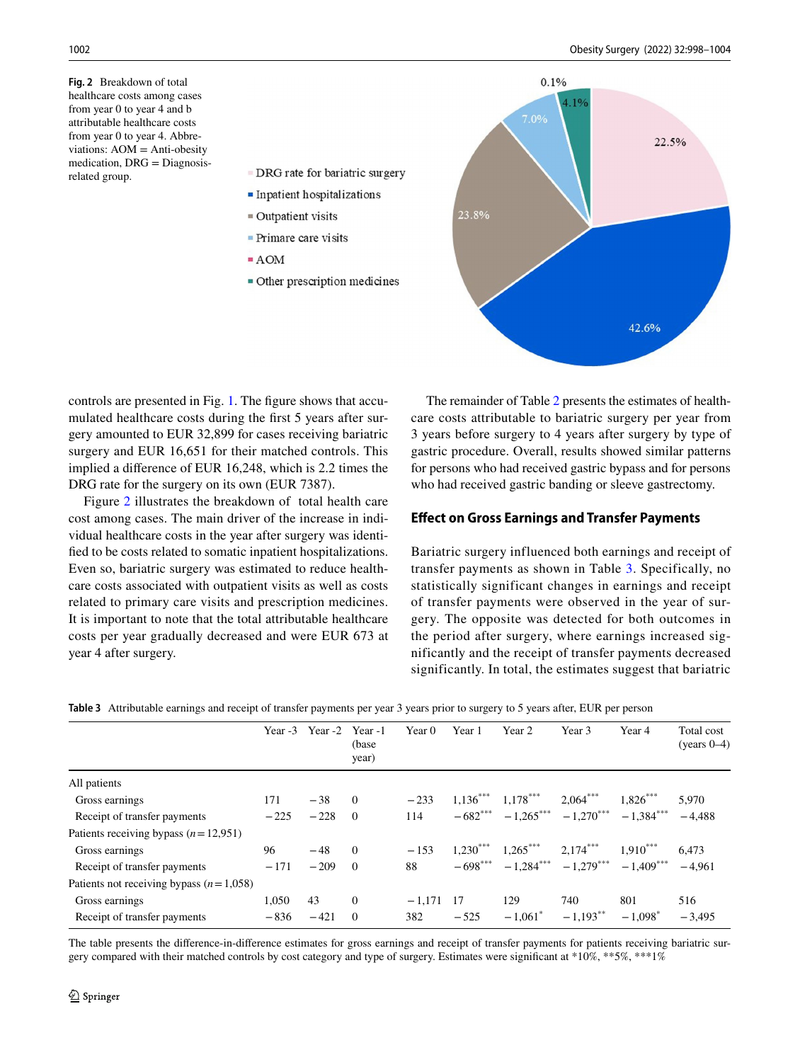**Fig. 2** Breakdown of total healthcare costs among cases from year 0 to year 4 and b attributable healthcare costs from year 0 to year 4. Abbreviations: AOM = Anti-obesity medication, DRG = Diagnosis-related group.

controls are presented in Fig. 1. The figure shows that accumulated healthcare costs during the first 5 years after surgery amounted to EUR 32,899 for cases receiving bariatric surgery and EUR 16,651 for their matched controls. This implied a difference of EUR 16,248, which is 2.2 times the DRG rate for the surgery on its own (EUR 7387).

Figure 2 illustrates the breakdown of total health care cost among cases. The main driver of the increase in individual healthcare costs in the year after surgery was identified to be costs related to somatic inpatient hospitalizations. Even so, bariatric surgery was estimated to reduce healthcare costs associated with outpatient visits as well as costs related to primary care visits and prescription medicines. It is important to note that the total attributable healthcare costs per year gradually decreased and were EUR 673 at year 4 after surgery.

The remainder of Table 2 presents the estimates of healthcare costs attributable to bariatric surgery per year from 3 years before surgery to 4 years after surgery by type of gastric procedure. Overall, results showed similar patterns for persons who had received gastric bypass and for persons who had received gastric banding or sleeve gastrectomy.

## Effect on Gross Earnings and Transfer Payments

Bariatric surgery influenced both earnings and receipt of transfer payments as shown in Table 3. Specifically, no statistically significant changes in earnings and receipt of transfer payments were observed in the year of surgery. The opposite was detected for both outcomes in the period after surgery, where earnings increased significantly and the receipt of transfer payments decreased significantly. In total, the estimates suggest that bariatric

**Table 3** Attributable earnings and receipt of transfer payments per year 3 years prior to surgery to 5 years after, EUR per person

| | Year -3 | Year -2 | Year -1 (base year) | Year 0 | Year 1 | Year 2 | Year 3 | Year 4 | Total cost (years 0–4) |
|---|---|---|---|---|---|---|---|---|---|
| All patients | | | | | | | | | |
| Gross earnings | 171 | −38 | 0 | −233 | 1,136*** | 1,178*** | 2,064*** | 1,826*** | 5,970 |
| Receipt of transfer payments | −225 | −228 | 0 | 114 | −682*** | −1,265*** | −1,270*** | −1,384*** | −4,488 |
| Patients receiving bypass ($n = 12{,}951$) | | | | | | | | | |
| Gross earnings | 96 | −48 | 0 | −153 | 1,230*** | 1,265*** | 2,174*** | 1,910*** | 6,473 |
| Receipt of transfer payments | −171 | −209 | 0 | 88 | −698*** | −1,284*** | −1,279*** | −1,409*** | −4,961 |
| Patients not receiving bypass ($n = 1{,}058$) | | | | | | | | | |
| Gross earnings | 1,050 | 43 | 0 | −1,171 | 17 | 129 | 740 | 801 | 516 |
| Receipt of transfer payments | −836 | −421 | 0 | 382 | −525 | −1,061* | −1,193** | −1,098* | −3,495 |

The table presents the difference-in-difference estimates for gross earnings and receipt of transfer payments for patients receiving bariatric surgery compared with their matched controls by cost category and type of surgery. Estimates were significant at *10%, **5%, ***1%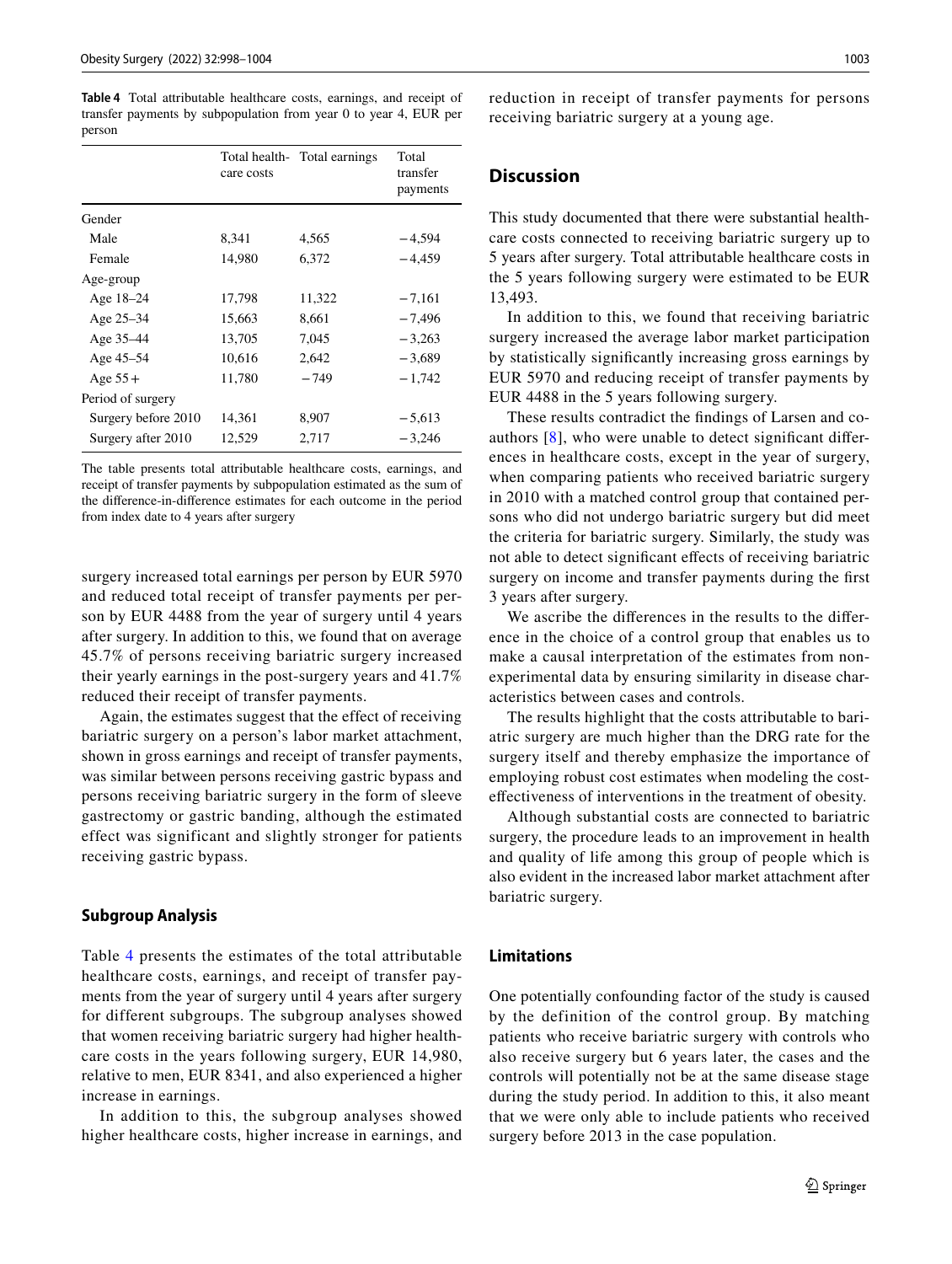**Table 4** Total attributable healthcare costs, earnings, and receipt of transfer payments by subpopulation from year 0 to year 4, EUR per person

| | Total health-care costs | Total earnings | Total transfer payments |
|---|---|---|---|
| Gender | | | |
| Male | 8,341 | 4,565 | −4,594 |
| Female | 14,980 | 6,372 | −4,459 |
| Age-group | | | |
| Age 18–24 | 17,798 | 11,322 | −7,161 |
| Age 25–34 | 15,663 | 8,661 | −7,496 |
| Age 35–44 | 13,705 | 7,045 | −3,263 |
| Age 45–54 | 10,616 | 2,642 | −3,689 |
| Age 55 + | 11,780 | −749 | −1,742 |
| Period of surgery | | | |
| Surgery before 2010 | 14,361 | 8,907 | −5,613 |
| Surgery after 2010 | 12,529 | 2,717 | −3,246 |

The table presents total attributable healthcare costs, earnings, and receipt of transfer payments by subpopulation estimated as the sum of the difference-in-difference estimates for each outcome in the period from index date to 4 years after surgery

surgery increased total earnings per person by EUR 5970 and reduced total receipt of transfer payments per person by EUR 4488 from the year of surgery until 4 years after surgery. In addition to this, we found that on average 45.7% of persons receiving bariatric surgery increased their yearly earnings in the post-surgery years and 41.7% reduced their receipt of transfer payments.

Again, the estimates suggest that the effect of receiving bariatric surgery on a person's labor market attachment, shown in gross earnings and receipt of transfer payments, was similar between persons receiving gastric bypass and persons receiving bariatric surgery in the form of sleeve gastrectomy or gastric banding, although the estimated effect was significant and slightly stronger for patients receiving gastric bypass.

### Subgroup Analysis

Table 4 presents the estimates of the total attributable healthcare costs, earnings, and receipt of transfer payments from the year of surgery until 4 years after surgery for different subgroups. The subgroup analyses showed that women receiving bariatric surgery had higher healthcare costs in the years following surgery, EUR 14,980, relative to men, EUR 8341, and also experienced a higher increase in earnings.

In addition to this, the subgroup analyses showed higher healthcare costs, higher increase in earnings, and reduction in receipt of transfer payments for persons receiving bariatric surgery at a young age.

## Discussion

This study documented that there were substantial healthcare costs connected to receiving bariatric surgery up to 5 years after surgery. Total attributable healthcare costs in the 5 years following surgery were estimated to be EUR 13,493.

In addition to this, we found that receiving bariatric surgery increased the average labor market participation by statistically significantly increasing gross earnings by EUR 5970 and reducing receipt of transfer payments by EUR 4488 in the 5 years following surgery.

These results contradict the findings of Larsen and coauthors [8], who were unable to detect significant differences in healthcare costs, except in the year of surgery, when comparing patients who received bariatric surgery in 2010 with a matched control group that contained persons who did not undergo bariatric surgery but did meet the criteria for bariatric surgery. Similarly, the study was not able to detect significant effects of receiving bariatric surgery on income and transfer payments during the first 3 years after surgery.

We ascribe the differences in the results to the difference in the choice of a control group that enables us to make a causal interpretation of the estimates from non-experimental data by ensuring similarity in disease characteristics between cases and controls.

The results highlight that the costs attributable to bariatric surgery are much higher than the DRG rate for the surgery itself and thereby emphasize the importance of employing robust cost estimates when modeling the cost-effectiveness of interventions in the treatment of obesity.

Although substantial costs are connected to bariatric surgery, the procedure leads to an improvement in health and quality of life among this group of people which is also evident in the increased labor market attachment after bariatric surgery.

### Limitations

One potentially confounding factor of the study is caused by the definition of the control group. By matching patients who receive bariatric surgery with controls who also receive surgery but 6 years later, the cases and the controls will potentially not be at the same disease stage during the study period. In addition to this, it also meant that we were only able to include patients who received surgery before 2013 in the case population.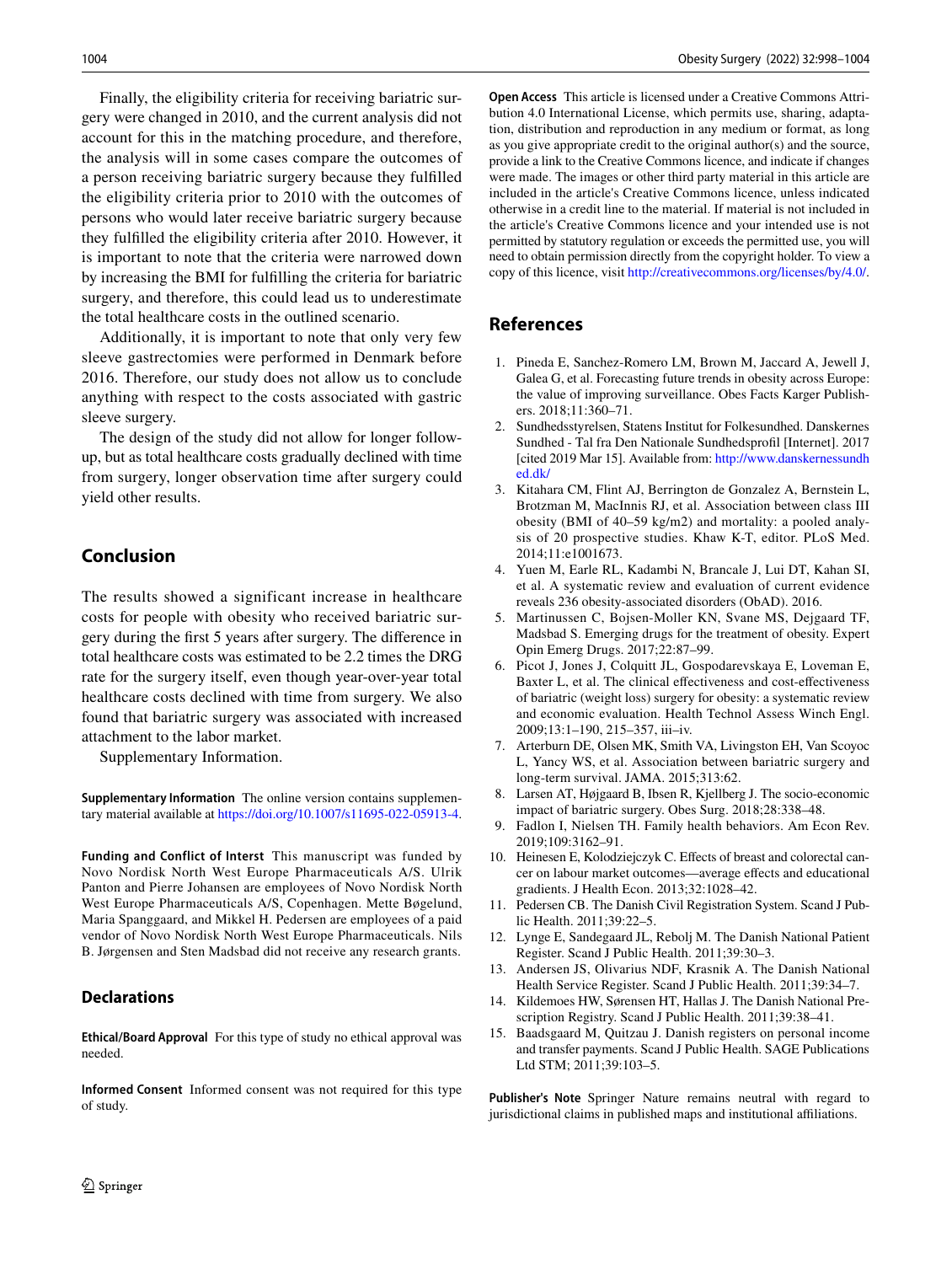Finally, the eligibility criteria for receiving bariatric surgery were changed in 2010, and the current analysis did not account for this in the matching procedure, and therefore, the analysis will in some cases compare the outcomes of a person receiving bariatric surgery because they fulfilled the eligibility criteria prior to 2010 with the outcomes of persons who would later receive bariatric surgery because they fulfilled the eligibility criteria after 2010. However, it is important to note that the criteria were narrowed down by increasing the BMI for fulfilling the criteria for bariatric surgery, and therefore, this could lead us to underestimate the total healthcare costs in the outlined scenario.

Additionally, it is important to note that only very few sleeve gastrectomies were performed in Denmark before 2016. Therefore, our study does not allow us to conclude anything with respect to the costs associated with gastric sleeve surgery.

The design of the study did not allow for longer follow-up, but as total healthcare costs gradually declined with time from surgery, longer observation time after surgery could yield other results.

## Conclusion

The results showed a significant increase in healthcare costs for people with obesity who received bariatric surgery during the first 5 years after surgery. The difference in total healthcare costs was estimated to be 2.2 times the DRG rate for the surgery itself, even though year-over-year total healthcare costs declined with time from surgery. We also found that bariatric surgery was associated with increased attachment to the labor market.

Supplementary Information.

**Supplementary Information** The online version contains supplementary material available at https://doi.org/10.1007/s11695-022-05913-4.

**Funding and Conflict of Interest** This manuscript was funded by Novo Nordisk North West Europe Pharmaceuticals A/S. Ulrik Panton and Pierre Johansen are employees of Novo Nordisk North West Europe Pharmaceuticals A/S, Copenhagen. Mette Bøgelund, Maria Spanggaard, and Mikkel H. Pedersen are employees of a paid vendor of Novo Nordisk North West Europe Pharmaceuticals. Nils B. Jørgensen and Sten Madsbad did not receive any research grants.

## Declarations

**Ethical/Board Approval** For this type of study no ethical approval was needed.

**Informed Consent** Informed consent was not required for this type of study.

**Open Access** This article is licensed under a Creative Commons Attribution 4.0 International License, which permits use, sharing, adaptation, distribution and reproduction in any medium or format, as long as you give appropriate credit to the original author(s) and the source, provide a link to the Creative Commons licence, and indicate if changes were made. The images or other third party material in this article are included in the article's Creative Commons licence, unless indicated otherwise in a credit line to the material. If material is not included in the article's Creative Commons licence and your intended use is not permitted by statutory regulation or exceeds the permitted use, you will need to obtain permission directly from the copyright holder. To view a copy of this licence, visit http://creativecommons.org/licenses/by/4.0/.

## References

1. Pineda E, Sanchez-Romero LM, Brown M, Jaccard A, Jewell J, Galea G, et al. Forecasting future trends in obesity across Europe: the value of improving surveillance. Obes Facts Karger Publishers. 2018;11:360–71.
2. Sundhedsstyrelsen, Statens Institut for Folkesundhed. Danskernes Sundhed - Tal fra Den Nationale Sundhedsprofil [Internet]. 2017 [cited 2019 Mar 15]. Available from: http://www.danskernessundhed.dk/
3. Kitahara CM, Flint AJ, Berrington de Gonzalez A, Bernstein L, Brotzman M, MacInnis RJ, et al. Association between class III obesity (BMI of 40–59 kg/m2) and mortality: a pooled analysis of 20 prospective studies. Khaw K-T, editor. PLoS Med. 2014;11:e1001673.
4. Yuen M, Earle RL, Kadambi N, Brancale J, Lui DT, Kahan SI, et al. A systematic review and evaluation of current evidence reveals 236 obesity-associated disorders (ObAD). 2016.
5. Martinussen C, Bojsen-Moller KN, Svane MS, Dejgaard TF, Madsbad S. Emerging drugs for the treatment of obesity. Expert Opin Emerg Drugs. 2017;22:87–99.
6. Picot J, Jones J, Colquitt JL, Gospodarevskaya E, Loveman E, Baxter L, et al. The clinical effectiveness and cost-effectiveness of bariatric (weight loss) surgery for obesity: a systematic review and economic evaluation. Health Technol Assess Winch Engl. 2009;13:1–190, 215–357, iii–iv.
7. Arterburn DE, Olsen MK, Smith VA, Livingston EH, Van Scoyoc L, Yancy WS, et al. Association between bariatric surgery and long-term survival. JAMA. 2015;313:62.
8. Larsen AT, Højgaard B, Ibsen R, Kjellberg J. The socio-economic impact of bariatric surgery. Obes Surg. 2018;28:338–48.
9. Fadlon I, Nielsen TH. Family health behaviors. Am Econ Rev. 2019;109:3162–91.
10. Heinesen E, Kolodziejczyk C. Effects of breast and colorectal cancer on labour market outcomes—average effects and educational gradients. J Health Econ. 2013;32:1028–42.
11. Pedersen CB. The Danish Civil Registration System. Scand J Public Health. 2011;39:22–5.
12. Lynge E, Sandegaard JL, Rebolj M. The Danish National Patient Register. Scand J Public Health. 2011;39:30–3.
13. Andersen JS, Olivarius NDF, Krasnik A. The Danish National Health Service Register. Scand J Public Health. 2011;39:34–7.
14. Kildemoes HW, Sørensen HT, Hallas J. The Danish National Prescription Registry. Scand J Public Health. 2011;39:38–41.
15. Baadsgaard M, Quitzau J. Danish registers on personal income and transfer payments. Scand J Public Health. SAGE Publications Ltd STM; 2011;39:103–5.

**Publisher's Note** Springer Nature remains neutral with regard to jurisdictional claims in published maps and institutional affiliations.